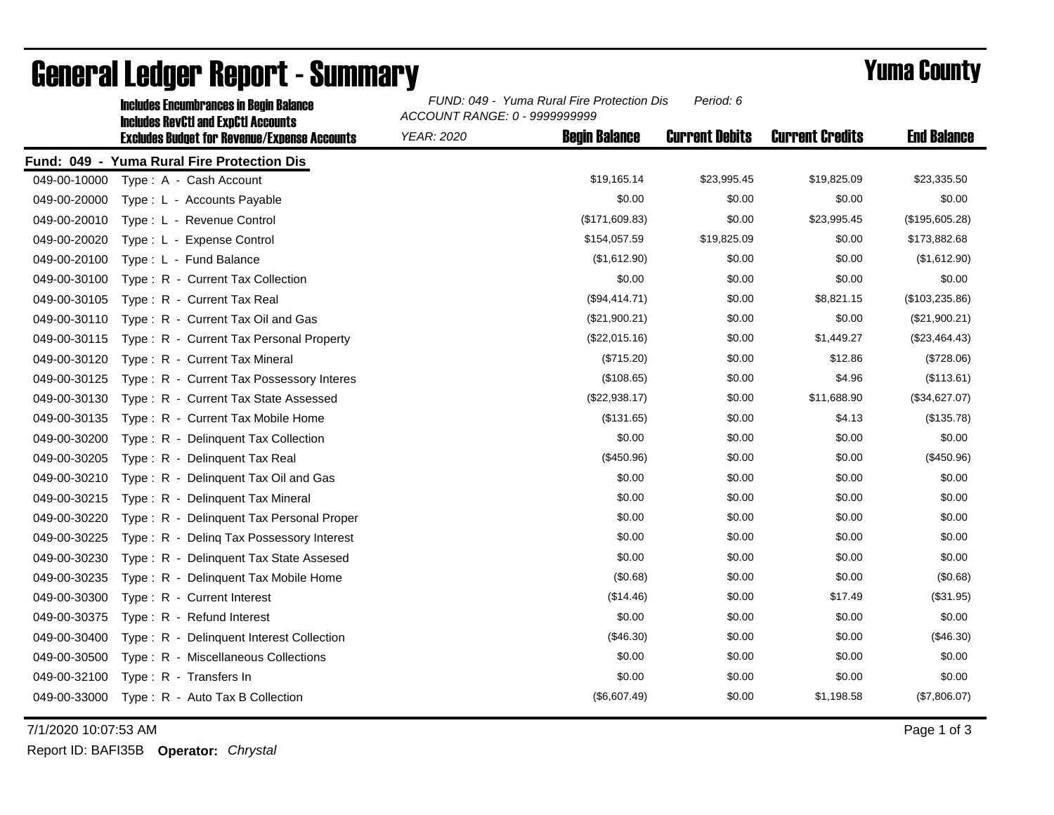# General Ledger Report - Summary

## Yuma County

**Includes Encumbrances in Begin Balance**
**Includes RevCtl and ExpCtl Accounts**
**Excludes Budget for Revenue/Expense Accounts**

*FUND: 049 - Yuma Rural Fire Protection Dis* *Period: 6*
*ACCOUNT RANGE: 0 - 9999999999*
*YEAR: 2020*

**Fund: 049 - Yuma Rural Fire Protection Dis**

| Account | Description | Begin Balance | Current Debits | Current Credits | End Balance |
|---|---|---|---|---|---|
| 049-00-10000 | Type : A - Cash Account | $19,165.14 | $23,995.45 | $19,825.09 | $23,335.50 |
| 049-00-20000 | Type : L - Accounts Payable | $0.00 | $0.00 | $0.00 | $0.00 |
| 049-00-20010 | Type : L - Revenue Control | ($171,609.83) | $0.00 | $23,995.45 | ($195,605.28) |
| 049-00-20020 | Type : L - Expense Control | $154,057.59 | $19,825.09 | $0.00 | $173,882.68 |
| 049-00-20100 | Type : L - Fund Balance | ($1,612.90) | $0.00 | $0.00 | ($1,612.90) |
| 049-00-30100 | Type : R - Current Tax Collection | $0.00 | $0.00 | $0.00 | $0.00 |
| 049-00-30105 | Type : R - Current Tax Real | ($94,414.71) | $0.00 | $8,821.15 | ($103,235.86) |
| 049-00-30110 | Type : R - Current Tax Oil and Gas | ($21,900.21) | $0.00 | $0.00 | ($21,900.21) |
| 049-00-30115 | Type : R - Current Tax Personal Property | ($22,015.16) | $0.00 | $1,449.27 | ($23,464.43) |
| 049-00-30120 | Type : R - Current Tax Mineral | ($715.20) | $0.00 | $12.86 | ($728.06) |
| 049-00-30125 | Type : R - Current Tax Possessory Interes | ($108.65) | $0.00 | $4.96 | ($113.61) |
| 049-00-30130 | Type : R - Current Tax State Assessed | ($22,938.17) | $0.00 | $11,688.90 | ($34,627.07) |
| 049-00-30135 | Type : R - Current Tax Mobile Home | ($131.65) | $0.00 | $4.13 | ($135.78) |
| 049-00-30200 | Type : R - Delinquent Tax Collection | $0.00 | $0.00 | $0.00 | $0.00 |
| 049-00-30205 | Type : R - Delinquent Tax Real | ($450.96) | $0.00 | $0.00 | ($450.96) |
| 049-00-30210 | Type : R - Delinquent Tax Oil and Gas | $0.00 | $0.00 | $0.00 | $0.00 |
| 049-00-30215 | Type : R - Delinquent Tax Mineral | $0.00 | $0.00 | $0.00 | $0.00 |
| 049-00-30220 | Type : R - Delinquent Tax Personal Proper | $0.00 | $0.00 | $0.00 | $0.00 |
| 049-00-30225 | Type : R - Delinq Tax Possessory Interest | $0.00 | $0.00 | $0.00 | $0.00 |
| 049-00-30230 | Type : R - Delinquent Tax State Assesed | $0.00 | $0.00 | $0.00 | $0.00 |
| 049-00-30235 | Type : R - Delinquent Tax Mobile Home | ($0.68) | $0.00 | $0.00 | ($0.68) |
| 049-00-30300 | Type : R - Current Interest | ($14.46) | $0.00 | $17.49 | ($31.95) |
| 049-00-30375 | Type : R - Refund Interest | $0.00 | $0.00 | $0.00 | $0.00 |
| 049-00-30400 | Type : R - Delinquent Interest Collection | ($46.30) | $0.00 | $0.00 | ($46.30) |
| 049-00-30500 | Type : R - Miscellaneous Collections | $0.00 | $0.00 | $0.00 | $0.00 |
| 049-00-32100 | Type : R - Transfers In | $0.00 | $0.00 | $0.00 | $0.00 |
| 049-00-33000 | Type : R - Auto Tax B Collection | ($6,607.49) | $0.00 | $1,198.58 | ($7,806.07) |

7/1/2020 10:07:53 AM

Report ID: BAFI35B **Operator:** *Chrystal*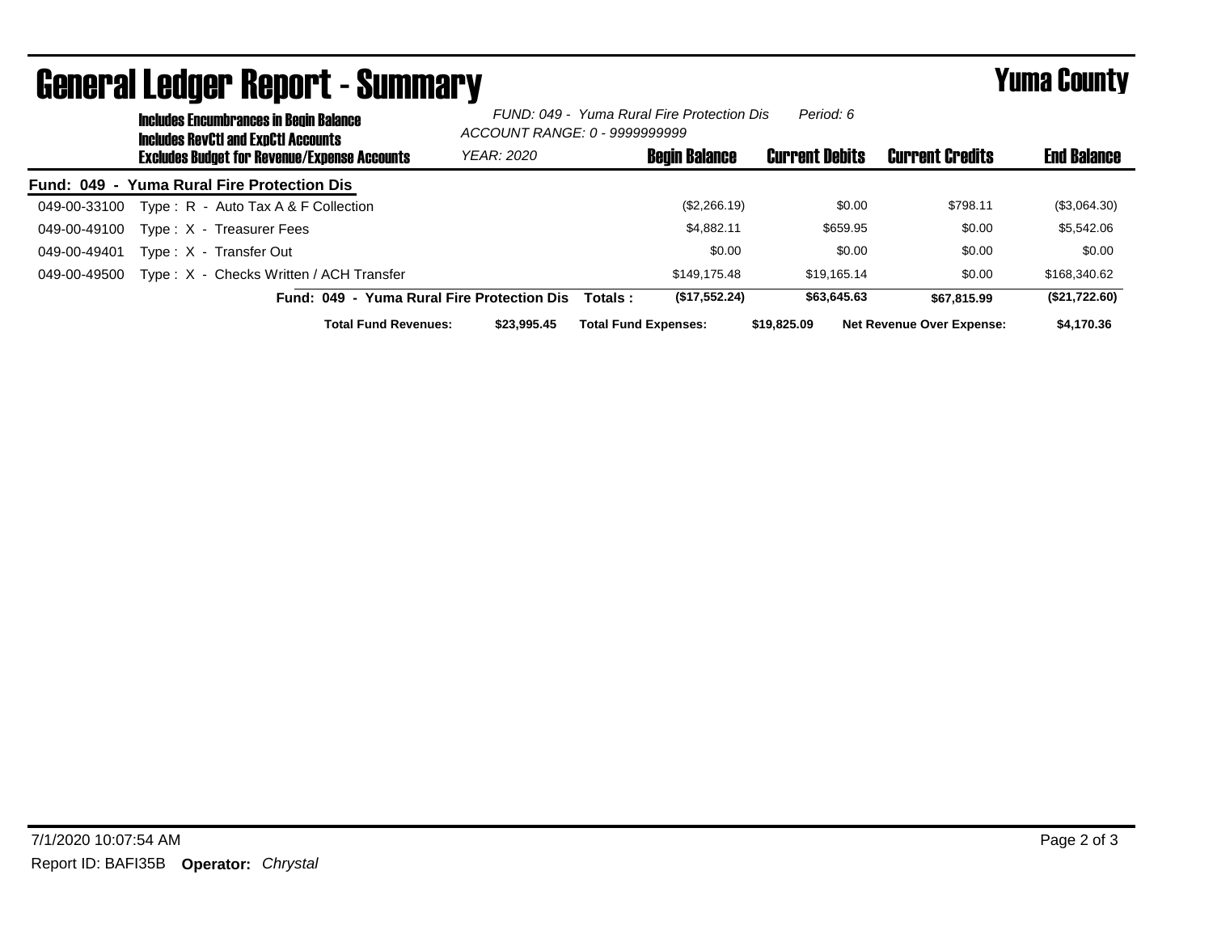# General Ledger Report - Summary

## Yuma County

**Includes Encumbrances in Begin Balance**
**Includes RevCtl and ExpCtl Accounts**
**Excludes Budget for Revenue/Expense Accounts**

*FUND: 049 - Yuma Rural Fire Protection Dis* *Period: 6*
*ACCOUNT RANGE: 0 - 9999999999*
*YEAR: 2020*

| | | Begin Balance | Current Debits | Current Credits | End Balance |
|---|---|---|---|---|---|
| **Fund: 049 - Yuma Rural Fire Protection Dis** | | | | | |
| 049-00-33100 | Type : R - Auto Tax A & F Collection | ($2,266.19) | $0.00 | $798.11 | ($3,064.30) |
| 049-00-49100 | Type : X - Treasurer Fees | $4,882.11 | $659.95 | $0.00 | $5,542.06 |
| 049-00-49401 | Type : X - Transfer Out | $0.00 | $0.00 | $0.00 | $0.00 |
| 049-00-49500 | Type : X - Checks Written / ACH Transfer | $149,175.48 | $19,165.14 | $0.00 | $168,340.62 |
| | **Fund: 049 - Yuma Rural Fire Protection Dis Totals :** | **($17,552.24)** | **$63,645.63** | **$67,815.99** | **($21,722.60)** |

**Total Fund Revenues:** **$23,995.45** **Total Fund Expenses:** **$19,825.09** **Net Revenue Over Expense:** **$4,170.36**

7/1/2020 10:07:54 AM

Report ID: BAFI35B **Operator:** *Chrystal*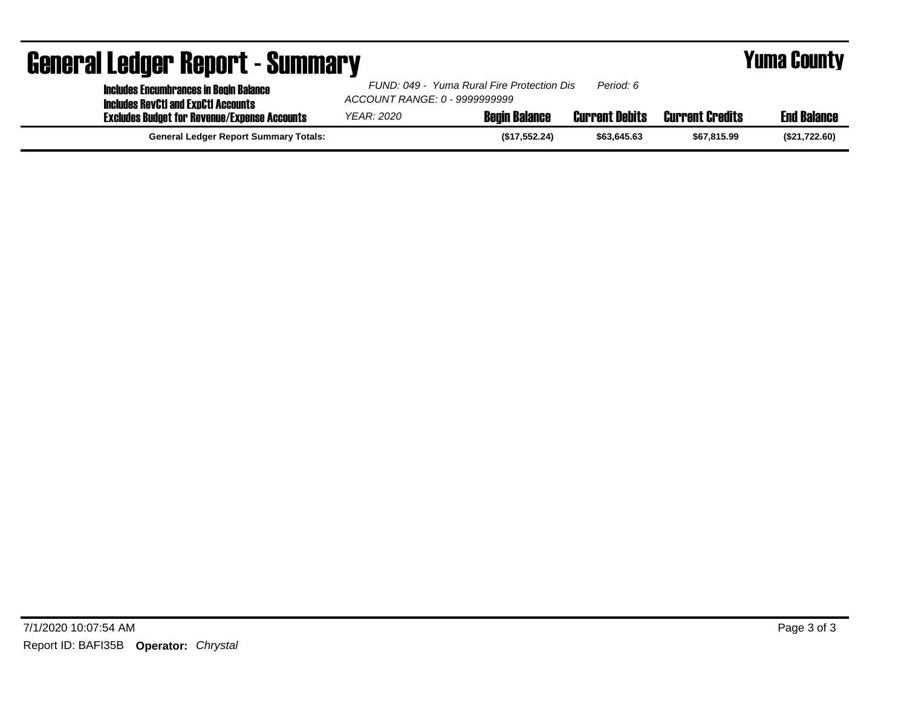# General Ledger Report - Summary

**Yuma County**

Includes Encumbrances in Begin Balance
Includes RevCtl and ExpCtl Accounts
Excludes Budget for Revenue/Expense Accounts

*FUND: 049 - Yuma Rural Fire Protection Dis* *Period: 6*
*ACCOUNT RANGE: 0 - 9999999999*
*YEAR: 2020*

| | Begin Balance | Current Debits | Current Credits | End Balance |
|---|---|---|---|---|
| **General Ledger Report Summary Totals:** | **($17,552.24)** | **$63,645.63** | **$67,815.99** | **($21,722.60)** |

7/1/2020 10:07:54 AM

Report ID: BAFI35B **Operator:** *Chrystal*